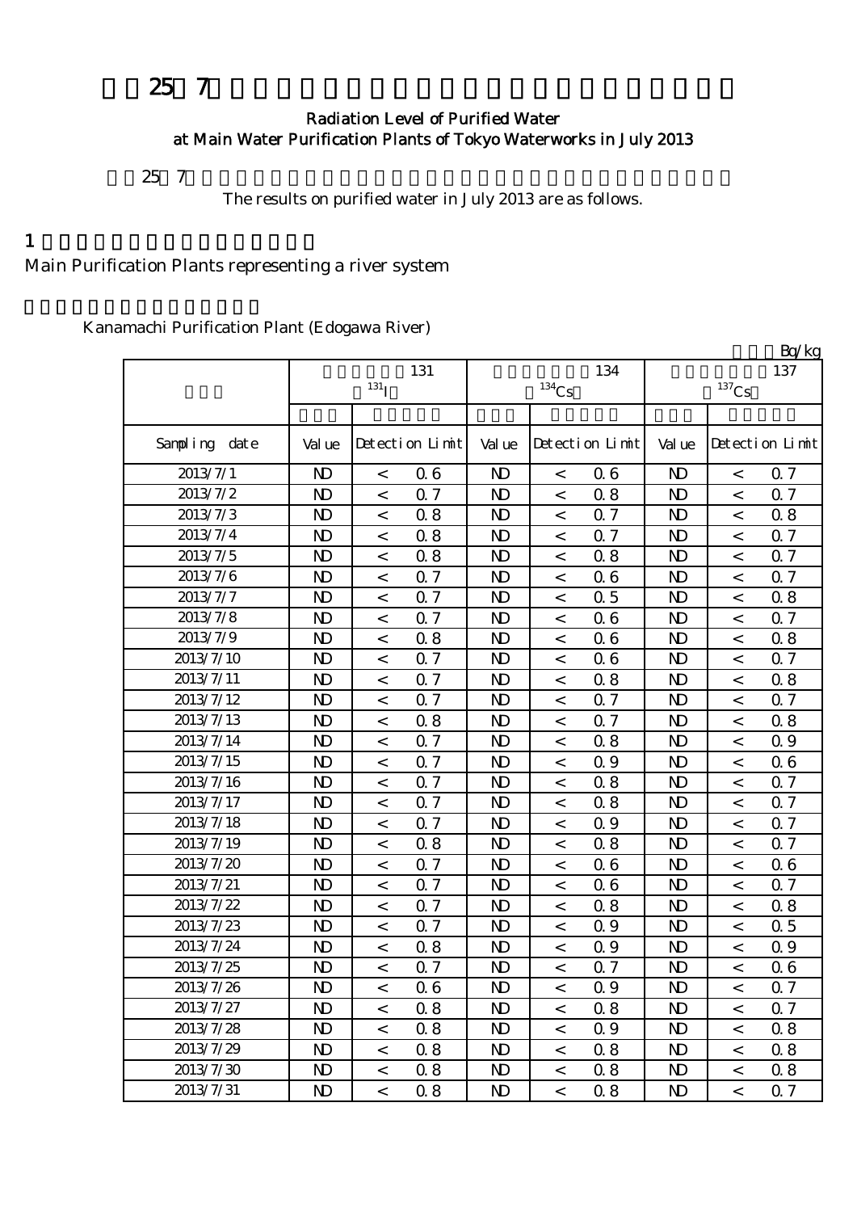# 25 7

## Radiation Level of Purified Water at Main Water Purification Plants of Tokyo Waterworks in July 2013

25 7

The results on purified water in July 2013 are as follows.

## 1

Main Purification Plants representing a river system

Kanamachi Purification Plant (Edogawa River)

Bq/kg

| | 131 $^{131}I$ | | | 134 $^{134}Cs$ | | | 137 $^{137}Cs$ | | |
|---|---|---|---|---|---|---|---|---|---|
| Sampling date | Value | Detection Limit | | Value | Detection Limit | | Value | Detection Limit | |
| 2013/7/1 | ND | < | 0.6 | ND | < | 0.6 | ND | < | 0.7 |
| 2013/7/2 | ND | < | 0.7 | ND | < | 0.8 | ND | < | 0.7 |
| 2013/7/3 | ND | < | 0.8 | ND | < | 0.7 | ND | < | 0.8 |
| 2013/7/4 | ND | < | 0.8 | ND | < | 0.7 | ND | < | 0.7 |
| 2013/7/5 | ND | < | 0.8 | ND | < | 0.8 | ND | < | 0.7 |
| 2013/7/6 | ND | < | 0.7 | ND | < | 0.6 | ND | < | 0.7 |
| 2013/7/7 | ND | < | 0.7 | ND | < | 0.5 | ND | < | 0.8 |
| 2013/7/8 | ND | < | 0.7 | ND | < | 0.6 | ND | < | 0.7 |
| 2013/7/9 | ND | < | 0.8 | ND | < | 0.6 | ND | < | 0.8 |
| 2013/7/10 | ND | < | 0.7 | ND | < | 0.6 | ND | < | 0.7 |
| 2013/7/11 | ND | < | 0.7 | ND | < | 0.8 | ND | < | 0.8 |
| 2013/7/12 | ND | < | 0.7 | ND | < | 0.7 | ND | < | 0.7 |
| 2013/7/13 | ND | < | 0.8 | ND | < | 0.7 | ND | < | 0.8 |
| 2013/7/14 | ND | < | 0.7 | ND | < | 0.8 | ND | < | 0.9 |
| 2013/7/15 | ND | < | 0.7 | ND | < | 0.9 | ND | < | 0.6 |
| 2013/7/16 | ND | < | 0.7 | ND | < | 0.8 | ND | < | 0.7 |
| 2013/7/17 | ND | < | 0.7 | ND | < | 0.8 | ND | < | 0.7 |
| 2013/7/18 | ND | < | 0.7 | ND | < | 0.9 | ND | < | 0.7 |
| 2013/7/19 | ND | < | 0.8 | ND | < | 0.8 | ND | < | 0.7 |
| 2013/7/20 | ND | < | 0.7 | ND | < | 0.6 | ND | < | 0.6 |
| 2013/7/21 | ND | < | 0.7 | ND | < | 0.6 | ND | < | 0.7 |
| 2013/7/22 | ND | < | 0.7 | ND | < | 0.8 | ND | < | 0.8 |
| 2013/7/23 | ND | < | 0.7 | ND | < | 0.9 | ND | < | 0.5 |
| 2013/7/24 | ND | < | 0.8 | ND | < | 0.9 | ND | < | 0.9 |
| 2013/7/25 | ND | < | 0.7 | ND | < | 0.7 | ND | < | 0.6 |
| 2013/7/26 | ND | < | 0.6 | ND | < | 0.9 | ND | < | 0.7 |
| 2013/7/27 | ND | < | 0.8 | ND | < | 0.8 | ND | < | 0.7 |
| 2013/7/28 | ND | < | 0.8 | ND | < | 0.9 | ND | < | 0.8 |
| 2013/7/29 | ND | < | 0.8 | ND | < | 0.8 | ND | < | 0.8 |
| 2013/7/30 | ND | < | 0.8 | ND | < | 0.8 | ND | < | 0.8 |
| 2013/7/31 | ND | < | 0.8 | ND | < | 0.8 | ND | < | 0.7 |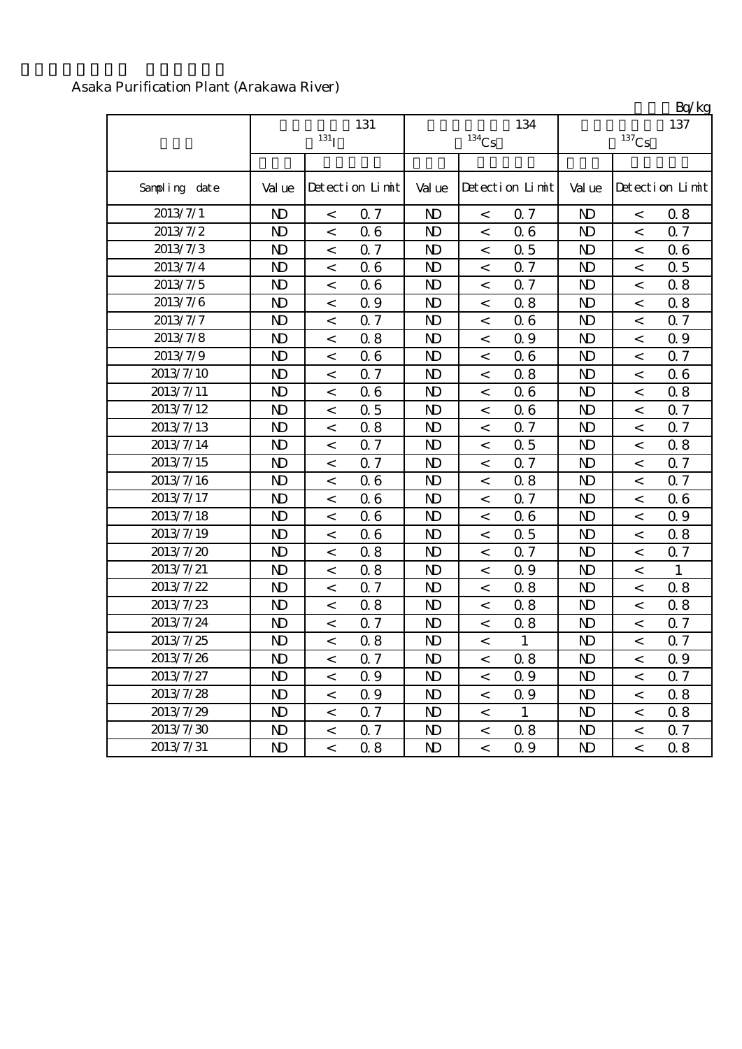Asaka Purification Plant (Arakawa River)

Bq/kg

| | $^{131}I$ (131) | | $^{134}Cs$ (134) | | $^{137}Cs$ (137) | |
|---|---|---|---|---|---|---|
| Sampling date | Value | Detection Limit | Value | Detection Limit | Value | Detection Limit |
| 2013/7/1 | ND | < 0.7 | ND | < 0.7 | ND | < 0.8 |
| 2013/7/2 | ND | < 0.6 | ND | < 0.6 | ND | < 0.7 |
| 2013/7/3 | ND | < 0.7 | ND | < 0.5 | ND | < 0.6 |
| 2013/7/4 | ND | < 0.6 | ND | < 0.7 | ND | < 0.5 |
| 2013/7/5 | ND | < 0.6 | ND | < 0.7 | ND | < 0.8 |
| 2013/7/6 | ND | < 0.9 | ND | < 0.8 | ND | < 0.8 |
| 2013/7/7 | ND | < 0.7 | ND | < 0.6 | ND | < 0.7 |
| 2013/7/8 | ND | < 0.8 | ND | < 0.9 | ND | < 0.9 |
| 2013/7/9 | ND | < 0.6 | ND | < 0.6 | ND | < 0.7 |
| 2013/7/10 | ND | < 0.7 | ND | < 0.8 | ND | < 0.6 |
| 2013/7/11 | ND | < 0.6 | ND | < 0.6 | ND | < 0.8 |
| 2013/7/12 | ND | < 0.5 | ND | < 0.6 | ND | < 0.7 |
| 2013/7/13 | ND | < 0.8 | ND | < 0.7 | ND | < 0.7 |
| 2013/7/14 | ND | < 0.7 | ND | < 0.5 | ND | < 0.8 |
| 2013/7/15 | ND | < 0.7 | ND | < 0.7 | ND | < 0.7 |
| 2013/7/16 | ND | < 0.6 | ND | < 0.8 | ND | < 0.7 |
| 2013/7/17 | ND | < 0.6 | ND | < 0.7 | ND | < 0.6 |
| 2013/7/18 | ND | < 0.6 | ND | < 0.6 | ND | < 0.9 |
| 2013/7/19 | ND | < 0.6 | ND | < 0.5 | ND | < 0.8 |
| 2013/7/20 | ND | < 0.8 | ND | < 0.7 | ND | < 0.7 |
| 2013/7/21 | ND | < 0.8 | ND | < 0.9 | ND | < 1 |
| 2013/7/22 | ND | < 0.7 | ND | < 0.8 | ND | < 0.8 |
| 2013/7/23 | ND | < 0.8 | ND | < 0.8 | ND | < 0.8 |
| 2013/7/24 | ND | < 0.7 | ND | < 0.8 | ND | < 0.7 |
| 2013/7/25 | ND | < 0.8 | ND | < 1 | ND | < 0.7 |
| 2013/7/26 | ND | < 0.7 | ND | < 0.8 | ND | < 0.9 |
| 2013/7/27 | ND | < 0.9 | ND | < 0.9 | ND | < 0.7 |
| 2013/7/28 | ND | < 0.9 | ND | < 0.9 | ND | < 0.8 |
| 2013/7/29 | ND | < 0.7 | ND | < 1 | ND | < 0.8 |
| 2013/7/30 | ND | < 0.7 | ND | < 0.8 | ND | < 0.7 |
| 2013/7/31 | ND | < 0.8 | ND | < 0.9 | ND | < 0.8 |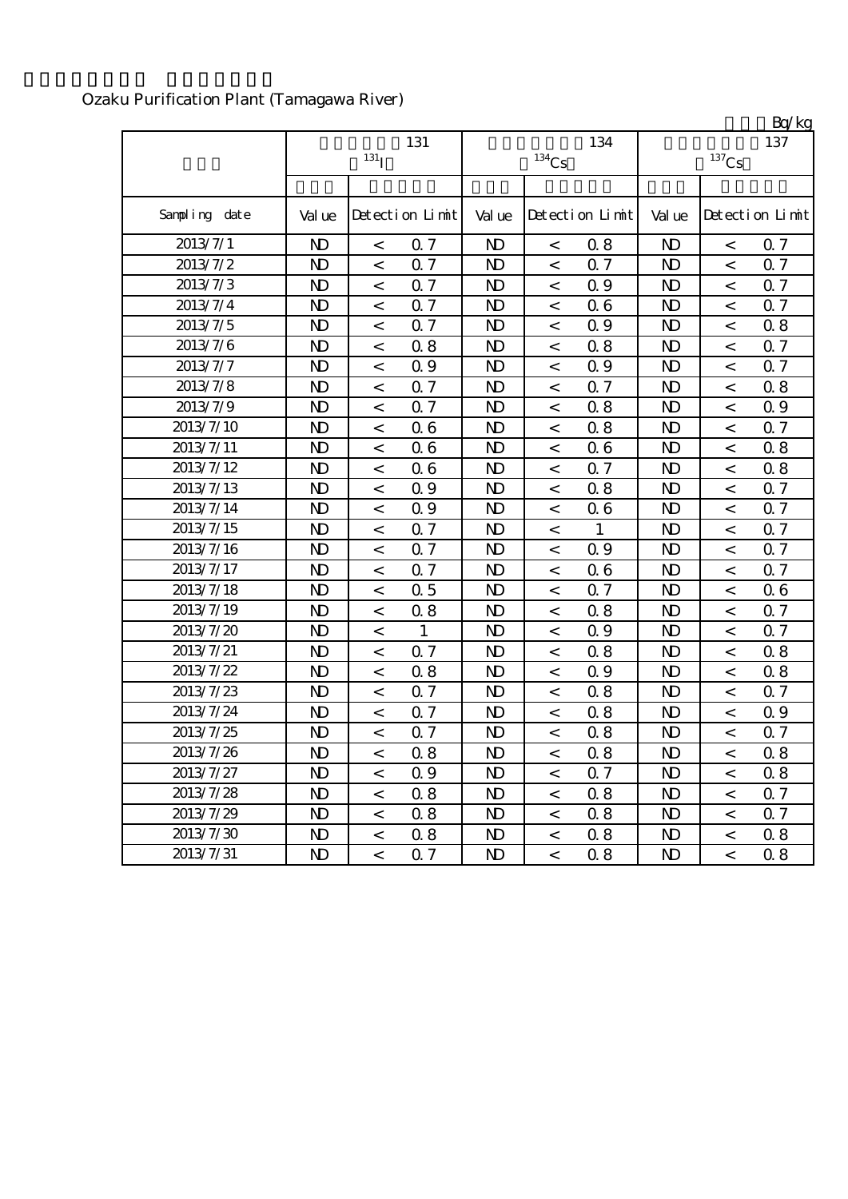Ozaku Purification Plant (Tamagawa River)

Bq/kg

| | 131 $^{131}I$ | | 134 $^{134}Cs$ | | 137 $^{137}Cs$ | |
|---|---|---|---|---|---|---|
| Sampling date | Value | Detection Limit | Value | Detection Limit | Value | Detection Limit |
| 2013/7/1 | ND | < 0.7 | ND | < 0.8 | ND | < 0.7 |
| 2013/7/2 | ND | < 0.7 | ND | < 0.7 | ND | < 0.7 |
| 2013/7/3 | ND | < 0.7 | ND | < 0.9 | ND | < 0.7 |
| 2013/7/4 | ND | < 0.7 | ND | < 0.6 | ND | < 0.7 |
| 2013/7/5 | ND | < 0.7 | ND | < 0.9 | ND | < 0.8 |
| 2013/7/6 | ND | < 0.8 | ND | < 0.8 | ND | < 0.7 |
| 2013/7/7 | ND | < 0.9 | ND | < 0.9 | ND | < 0.7 |
| 2013/7/8 | ND | < 0.7 | ND | < 0.7 | ND | < 0.8 |
| 2013/7/9 | ND | < 0.7 | ND | < 0.8 | ND | < 0.9 |
| 2013/7/10 | ND | < 0.6 | ND | < 0.8 | ND | < 0.7 |
| 2013/7/11 | ND | < 0.6 | ND | < 0.6 | ND | < 0.8 |
| 2013/7/12 | ND | < 0.6 | ND | < 0.7 | ND | < 0.8 |
| 2013/7/13 | ND | < 0.9 | ND | < 0.8 | ND | < 0.7 |
| 2013/7/14 | ND | < 0.9 | ND | < 0.6 | ND | < 0.7 |
| 2013/7/15 | ND | < 0.7 | ND | < 1 | ND | < 0.7 |
| 2013/7/16 | ND | < 0.7 | ND | < 0.9 | ND | < 0.7 |
| 2013/7/17 | ND | < 0.7 | ND | < 0.6 | ND | < 0.7 |
| 2013/7/18 | ND | < 0.5 | ND | < 0.7 | ND | < 0.6 |
| 2013/7/19 | ND | < 0.8 | ND | < 0.8 | ND | < 0.7 |
| 2013/7/20 | ND | < 1 | ND | < 0.9 | ND | < 0.7 |
| 2013/7/21 | ND | < 0.7 | ND | < 0.8 | ND | < 0.8 |
| 2013/7/22 | ND | < 0.8 | ND | < 0.9 | ND | < 0.8 |
| 2013/7/23 | ND | < 0.7 | ND | < 0.8 | ND | < 0.7 |
| 2013/7/24 | ND | < 0.7 | ND | < 0.8 | ND | < 0.9 |
| 2013/7/25 | ND | < 0.7 | ND | < 0.8 | ND | < 0.7 |
| 2013/7/26 | ND | < 0.8 | ND | < 0.8 | ND | < 0.8 |
| 2013/7/27 | ND | < 0.9 | ND | < 0.7 | ND | < 0.8 |
| 2013/7/28 | ND | < 0.8 | ND | < 0.8 | ND | < 0.7 |
| 2013/7/29 | ND | < 0.8 | ND | < 0.8 | ND | < 0.7 |
| 2013/7/30 | ND | < 0.8 | ND | < 0.8 | ND | < 0.8 |
| 2013/7/31 | ND | < 0.7 | ND | < 0.8 | ND | < 0.8 |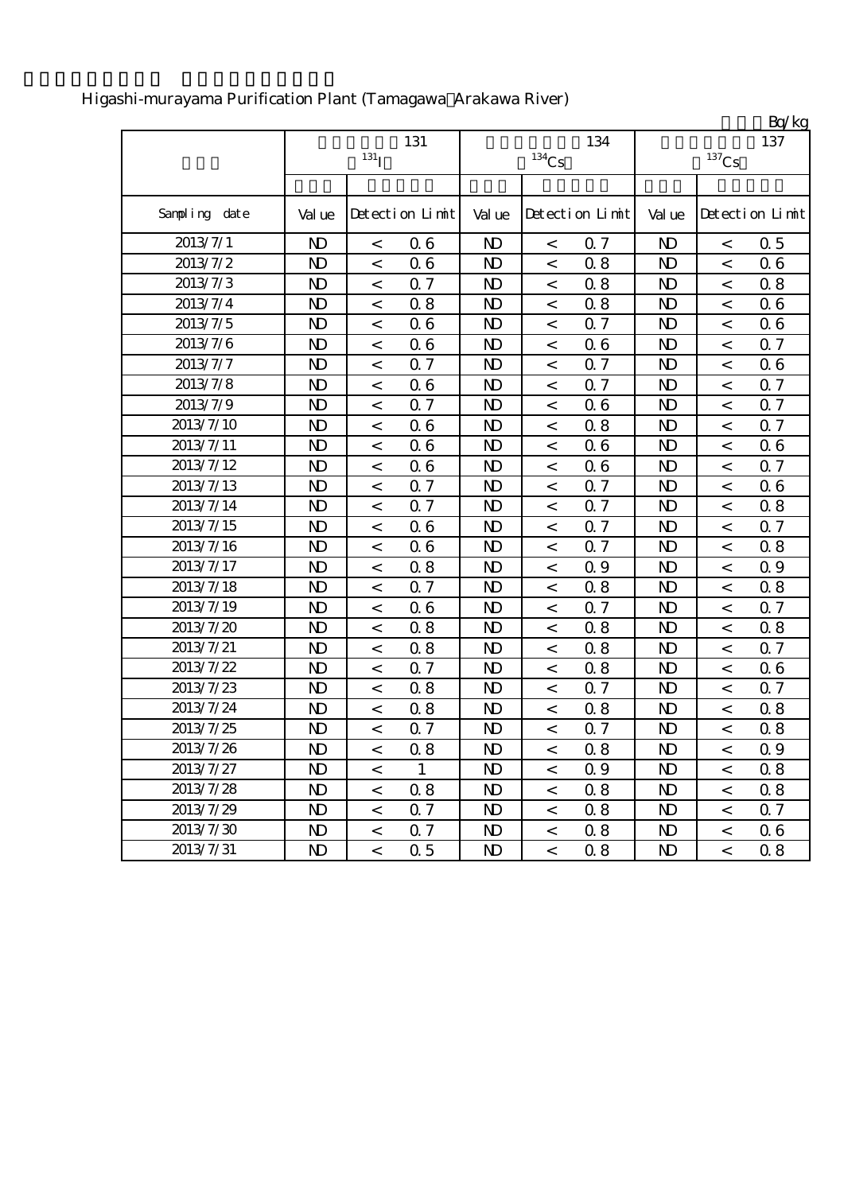Higashi-murayama Purification Plant (Tamagawa Arakawa River)

Bq/kg

| | 131 ($^{131}$I) | | 134 ($^{134}$Cs) | | 137 ($^{137}$Cs) | |
|---|---|---|---|---|---|---|
| Sampling date | Value | Detection Limit | Value | Detection Limit | Value | Detection Limit |
| 2013/7/1 | ND | < 0.6 | ND | < 0.7 | ND | < 0.5 |
| 2013/7/2 | ND | < 0.6 | ND | < 0.8 | ND | < 0.6 |
| 2013/7/3 | ND | < 0.7 | ND | < 0.8 | ND | < 0.8 |
| 2013/7/4 | ND | < 0.8 | ND | < 0.8 | ND | < 0.6 |
| 2013/7/5 | ND | < 0.6 | ND | < 0.7 | ND | < 0.6 |
| 2013/7/6 | ND | < 0.6 | ND | < 0.6 | ND | < 0.7 |
| 2013/7/7 | ND | < 0.7 | ND | < 0.7 | ND | < 0.6 |
| 2013/7/8 | ND | < 0.6 | ND | < 0.7 | ND | < 0.7 |
| 2013/7/9 | ND | < 0.7 | ND | < 0.6 | ND | < 0.7 |
| 2013/7/10 | ND | < 0.6 | ND | < 0.8 | ND | < 0.7 |
| 2013/7/11 | ND | < 0.6 | ND | < 0.6 | ND | < 0.6 |
| 2013/7/12 | ND | < 0.6 | ND | < 0.6 | ND | < 0.7 |
| 2013/7/13 | ND | < 0.7 | ND | < 0.7 | ND | < 0.6 |
| 2013/7/14 | ND | < 0.7 | ND | < 0.7 | ND | < 0.8 |
| 2013/7/15 | ND | < 0.6 | ND | < 0.7 | ND | < 0.7 |
| 2013/7/16 | ND | < 0.6 | ND | < 0.7 | ND | < 0.8 |
| 2013/7/17 | ND | < 0.8 | ND | < 0.9 | ND | < 0.9 |
| 2013/7/18 | ND | < 0.7 | ND | < 0.8 | ND | < 0.8 |
| 2013/7/19 | ND | < 0.6 | ND | < 0.7 | ND | < 0.7 |
| 2013/7/20 | ND | < 0.8 | ND | < 0.8 | ND | < 0.8 |
| 2013/7/21 | ND | < 0.8 | ND | < 0.8 | ND | < 0.7 |
| 2013/7/22 | ND | < 0.7 | ND | < 0.8 | ND | < 0.6 |
| 2013/7/23 | ND | < 0.8 | ND | < 0.7 | ND | < 0.7 |
| 2013/7/24 | ND | < 0.8 | ND | < 0.8 | ND | < 0.8 |
| 2013/7/25 | ND | < 0.7 | ND | < 0.7 | ND | < 0.8 |
| 2013/7/26 | ND | < 0.8 | ND | < 0.8 | ND | < 0.9 |
| 2013/7/27 | ND | < 1 | ND | < 0.9 | ND | < 0.8 |
| 2013/7/28 | ND | < 0.8 | ND | < 0.8 | ND | < 0.8 |
| 2013/7/29 | ND | < 0.7 | ND | < 0.8 | ND | < 0.7 |
| 2013/7/30 | ND | < 0.7 | ND | < 0.8 | ND | < 0.6 |
| 2013/7/31 | ND | < 0.5 | ND | < 0.8 | ND | < 0.8 |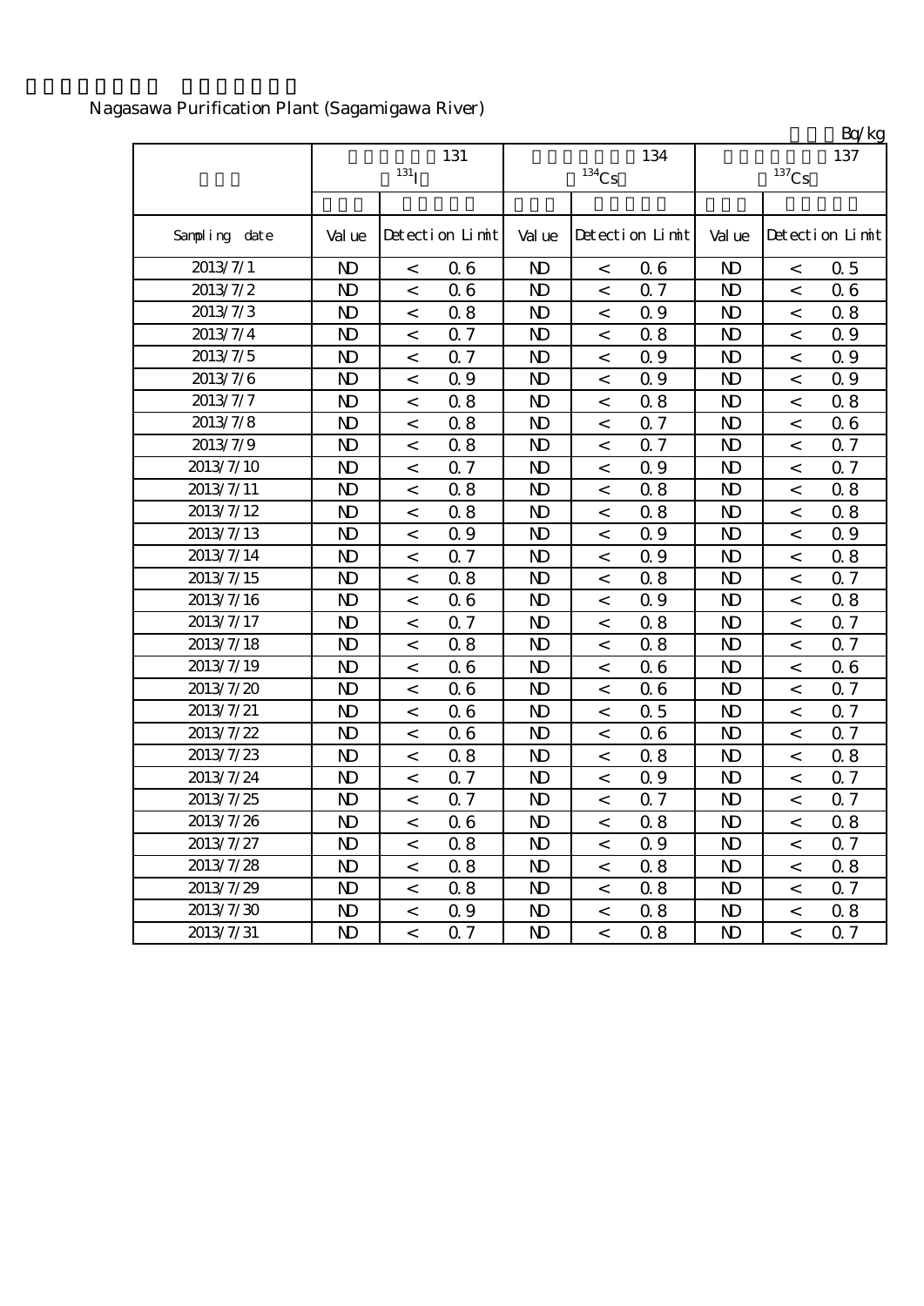Nagasawa Purification Plant (Sagamigawa River)

Bq/kg

| | 131 $^{131}I$ | | | 134 $^{134}Cs$ | | | 137 $^{137}Cs$ | | |
|---|---|---|---|---|---|---|---|---|---|
| Sampling date | Value | Detection Limit | | Value | Detection Limit | | Value | Detection Limit | |
| 2013/7/1 | ND | < | 0.6 | ND | < | 0.6 | ND | < | 0.5 |
| 2013/7/2 | ND | < | 0.6 | ND | < | 0.7 | ND | < | 0.6 |
| 2013/7/3 | ND | < | 0.8 | ND | < | 0.9 | ND | < | 0.8 |
| 2013/7/4 | ND | < | 0.7 | ND | < | 0.8 | ND | < | 0.9 |
| 2013/7/5 | ND | < | 0.7 | ND | < | 0.9 | ND | < | 0.9 |
| 2013/7/6 | ND | < | 0.9 | ND | < | 0.9 | ND | < | 0.9 |
| 2013/7/7 | ND | < | 0.8 | ND | < | 0.8 | ND | < | 0.8 |
| 2013/7/8 | ND | < | 0.8 | ND | < | 0.7 | ND | < | 0.6 |
| 2013/7/9 | ND | < | 0.8 | ND | < | 0.7 | ND | < | 0.7 |
| 2013/7/10 | ND | < | 0.7 | ND | < | 0.9 | ND | < | 0.7 |
| 2013/7/11 | ND | < | 0.8 | ND | < | 0.8 | ND | < | 0.8 |
| 2013/7/12 | ND | < | 0.8 | ND | < | 0.8 | ND | < | 0.8 |
| 2013/7/13 | ND | < | 0.9 | ND | < | 0.9 | ND | < | 0.9 |
| 2013/7/14 | ND | < | 0.7 | ND | < | 0.9 | ND | < | 0.8 |
| 2013/7/15 | ND | < | 0.8 | ND | < | 0.8 | ND | < | 0.7 |
| 2013/7/16 | ND | < | 0.6 | ND | < | 0.9 | ND | < | 0.8 |
| 2013/7/17 | ND | < | 0.7 | ND | < | 0.8 | ND | < | 0.7 |
| 2013/7/18 | ND | < | 0.8 | ND | < | 0.8 | ND | < | 0.7 |
| 2013/7/19 | ND | < | 0.6 | ND | < | 0.6 | ND | < | 0.6 |
| 2013/7/20 | ND | < | 0.6 | ND | < | 0.6 | ND | < | 0.7 |
| 2013/7/21 | ND | < | 0.6 | ND | < | 0.5 | ND | < | 0.7 |
| 2013/7/22 | ND | < | 0.6 | ND | < | 0.6 | ND | < | 0.7 |
| 2013/7/23 | ND | < | 0.8 | ND | < | 0.8 | ND | < | 0.8 |
| 2013/7/24 | ND | < | 0.7 | ND | < | 0.9 | ND | < | 0.7 |
| 2013/7/25 | ND | < | 0.7 | ND | < | 0.7 | ND | < | 0.7 |
| 2013/7/26 | ND | < | 0.6 | ND | < | 0.8 | ND | < | 0.8 |
| 2013/7/27 | ND | < | 0.8 | ND | < | 0.9 | ND | < | 0.7 |
| 2013/7/28 | ND | < | 0.8 | ND | < | 0.8 | ND | < | 0.8 |
| 2013/7/29 | ND | < | 0.8 | ND | < | 0.8 | ND | < | 0.7 |
| 2013/7/30 | ND | < | 0.9 | ND | < | 0.8 | ND | < | 0.8 |
| 2013/7/31 | ND | < | 0.7 | ND | < | 0.8 | ND | < | 0.7 |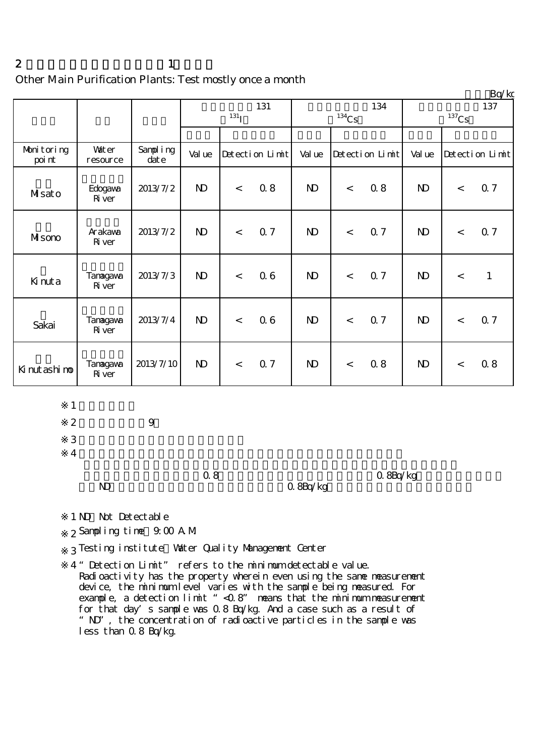2 1

Other Main Purification Plants: Test mostly once a month

Bq/kg

| | | | 131 $^{131}$I | | | 134 $^{134}$Cs | | | 137 $^{137}$Cs | | |
|---|---|---|---|---|---|---|---|---|---|---|---|
| Monitoring point | Water resource | Sampling date | Value | Detection Limit | | Value | Detection Limit | | Value | Detection Limit | |
| Misato | Edogawa River | 2013/7/2 | ND | < | 0.8 | ND | < | 0.8 | ND | < | 0.7 |
| Misono | Arakawa River | 2013/7/2 | ND | < | 0.7 | ND | < | 0.7 | ND | < | 0.7 |
| Kinuta | Tamagawa River | 2013/7/3 | ND | < | 0.6 | ND | < | 0.7 | ND | < | 1 |
| Sakai | Tamagawa River | 2013/7/4 | ND | < | 0.6 | ND | < | 0.7 | ND | < | 0.7 |
| Kinutashimo | Tamagawa River | 2013/7/10 | ND | < | 0.7 | ND | < | 0.8 | ND | < | 0.8 |

※1

※2 9

※3

※4

0.8 0.8Bq/kg

ND 0.8Bq/kg

※1 ND: Not Detectable

※2 Sampling time: 9:00 A.M.

※3 Testing institute: Water Quality Management Center

※4 "Detection Limit" refers to the minimum detectable value.
Radioactivity has the property wherein even using the same measurement device, the minimum level varies with the sample being measured. For example, a detection limit "<0.8" means that the minimum measurement for that day's sample was 0.8 Bq/kg. And a case such as a result of "ND", the concentration of radioactive particles in the sample was less than 0.8 Bq/kg.